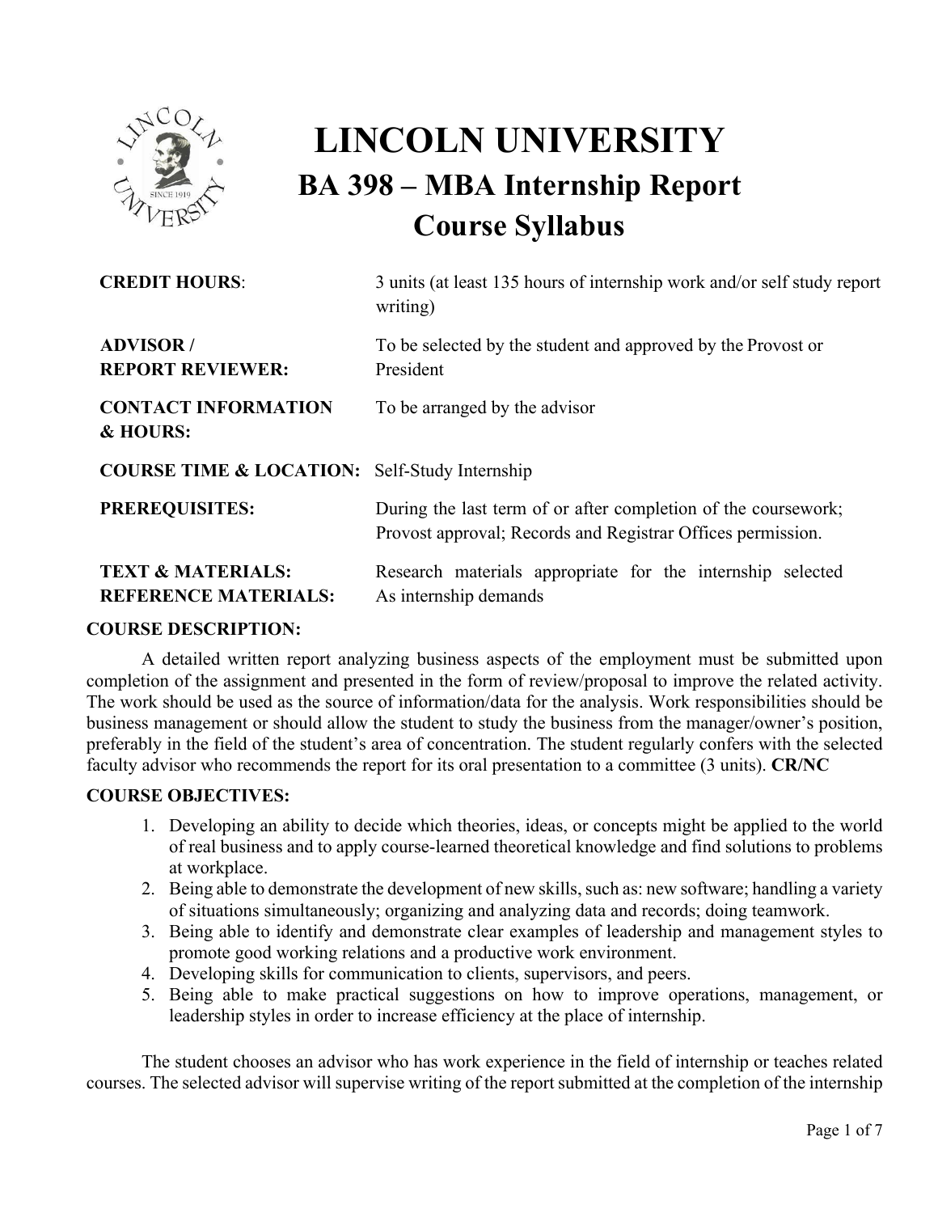# LINCOLN UNIVERSITY

## BA 398 – MBA Internship Report

## Course Syllabus

| | |
|---|---|
| **CREDIT HOURS**: | 3 units (at least 135 hours of internship work and/or self study report writing) |
| **ADVISOR / REPORT REVIEWER:** | To be selected by the student and approved by the Provost or President |
| **CONTACT INFORMATION & HOURS:** | To be arranged by the advisor |
| **COURSE TIME & LOCATION:** | Self-Study Internship |
| **PREREQUISITES:** | During the last term of or after completion of the coursework; Provost approval; Records and Registrar Offices permission. |
| **TEXT & MATERIALS:** | Research materials appropriate for the internship selected |
| **REFERENCE MATERIALS:** | As internship demands |

**COURSE DESCRIPTION:**

A detailed written report analyzing business aspects of the employment must be submitted upon completion of the assignment and presented in the form of review/proposal to improve the related activity. The work should be used as the source of information/data for the analysis. Work responsibilities should be business management or should allow the student to study the business from the manager/owner's position, preferably in the field of the student's area of concentration. The student regularly confers with the selected faculty advisor who recommends the report for its oral presentation to a committee (3 units). **CR/NC**

**COURSE OBJECTIVES:**

1. Developing an ability to decide which theories, ideas, or concepts might be applied to the world of real business and to apply course-learned theoretical knowledge and find solutions to problems at workplace.
2. Being able to demonstrate the development of new skills, such as: new software; handling a variety of situations simultaneously; organizing and analyzing data and records; doing teamwork.
3. Being able to identify and demonstrate clear examples of leadership and management styles to promote good working relations and a productive work environment.
4. Developing skills for communication to clients, supervisors, and peers.
5. Being able to make practical suggestions on how to improve operations, management, or leadership styles in order to increase efficiency at the place of internship.

The student chooses an advisor who has work experience in the field of internship or teaches related courses. The selected advisor will supervise writing of the report submitted at the completion of the internship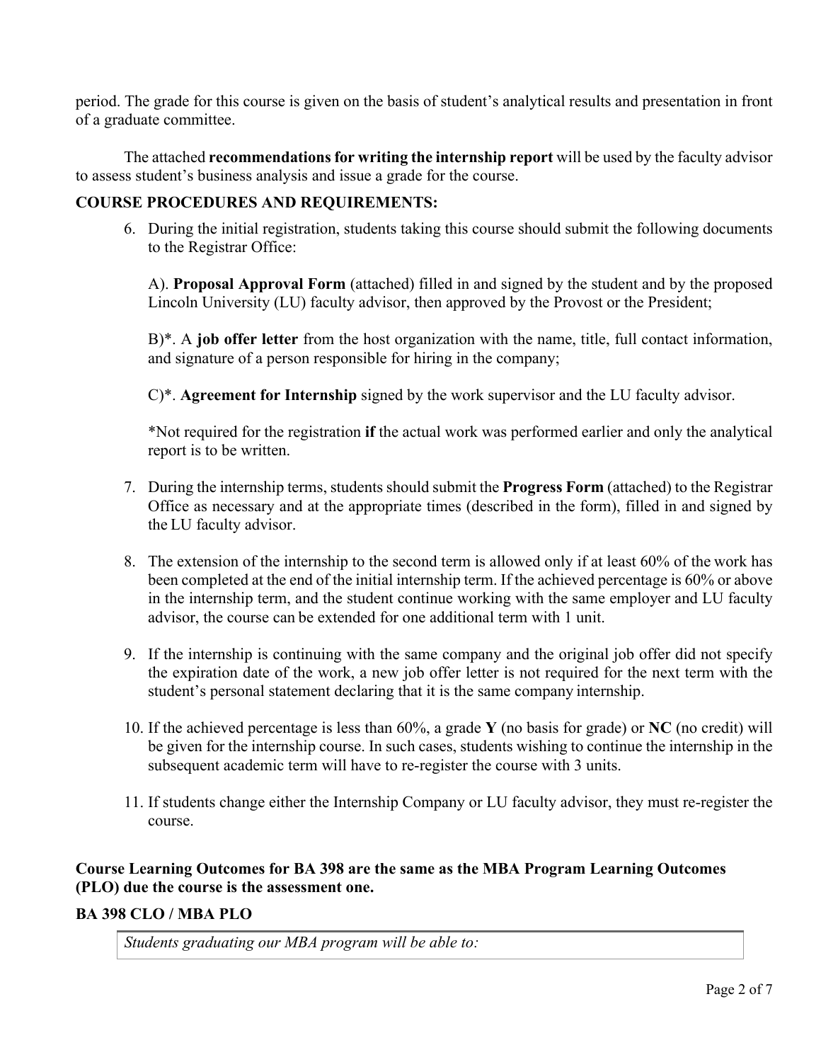period. The grade for this course is given on the basis of student's analytical results and presentation in front of a graduate committee.

The attached **recommendations for writing the internship report** will be used by the faculty advisor to assess student's business analysis and issue a grade for the course.

**COURSE PROCEDURES AND REQUIREMENTS:**

6. During the initial registration, students taking this course should submit the following documents to the Registrar Office:

   A). **Proposal Approval Form** (attached) filled in and signed by the student and by the proposed Lincoln University (LU) faculty advisor, then approved by the Provost or the President;

   B)*. A **job offer letter** from the host organization with the name, title, full contact information, and signature of a person responsible for hiring in the company;

   C)*. **Agreement for Internship** signed by the work supervisor and the LU faculty advisor.

   *Not required for the registration **if** the actual work was performed earlier and only the analytical report is to be written.

7. During the internship terms, students should submit the **Progress Form** (attached) to the Registrar Office as necessary and at the appropriate times (described in the form), filled in and signed by the LU faculty advisor.

8. The extension of the internship to the second term is allowed only if at least 60% of the work has been completed at the end of the initial internship term. If the achieved percentage is 60% or above in the internship term, and the student continue working with the same employer and LU faculty advisor, the course can be extended for one additional term with 1 unit.

9. If the internship is continuing with the same company and the original job offer did not specify the expiration date of the work, a new job offer letter is not required for the next term with the student's personal statement declaring that it is the same company internship.

10. If the achieved percentage is less than 60%, a grade **Y** (no basis for grade) or **NC** (no credit) will be given for the internship course. In such cases, students wishing to continue the internship in the subsequent academic term will have to re-register the course with 3 units.

11. If students change either the Internship Company or LU faculty advisor, they must re-register the course.

**Course Learning Outcomes for BA 398 are the same as the MBA Program Learning Outcomes (PLO) due the course is the assessment one.**

**BA 398 CLO / MBA PLO**

| *Students graduating our MBA program will be able to:* |
| --- |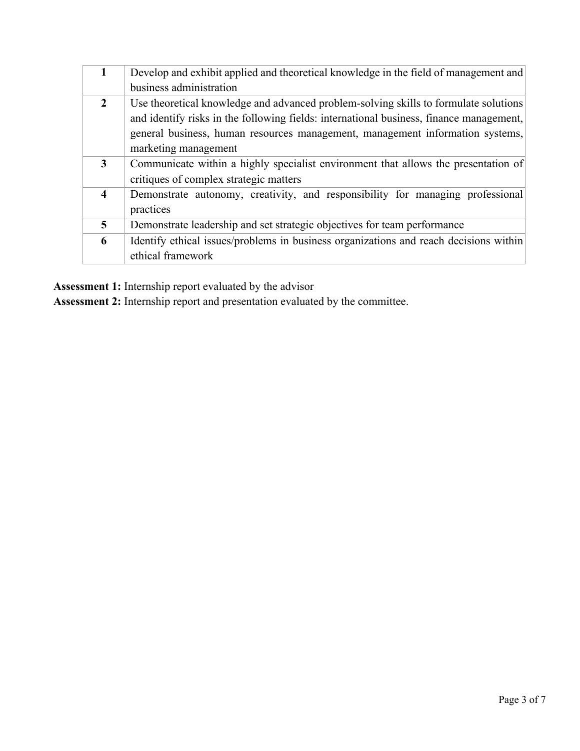| | |
|---|---|
| **1** | Develop and exhibit applied and theoretical knowledge in the field of management and business administration |
| **2** | Use theoretical knowledge and advanced problem-solving skills to formulate solutions and identify risks in the following fields: international business, finance management, general business, human resources management, management information systems, marketing management |
| **3** | Communicate within a highly specialist environment that allows the presentation of critiques of complex strategic matters |
| **4** | Demonstrate autonomy, creativity, and responsibility for managing professional practices |
| **5** | Demonstrate leadership and set strategic objectives for team performance |
| **6** | Identify ethical issues/problems in business organizations and reach decisions within ethical framework |

**Assessment 1:** Internship report evaluated by the advisor
**Assessment 2:** Internship report and presentation evaluated by the committee.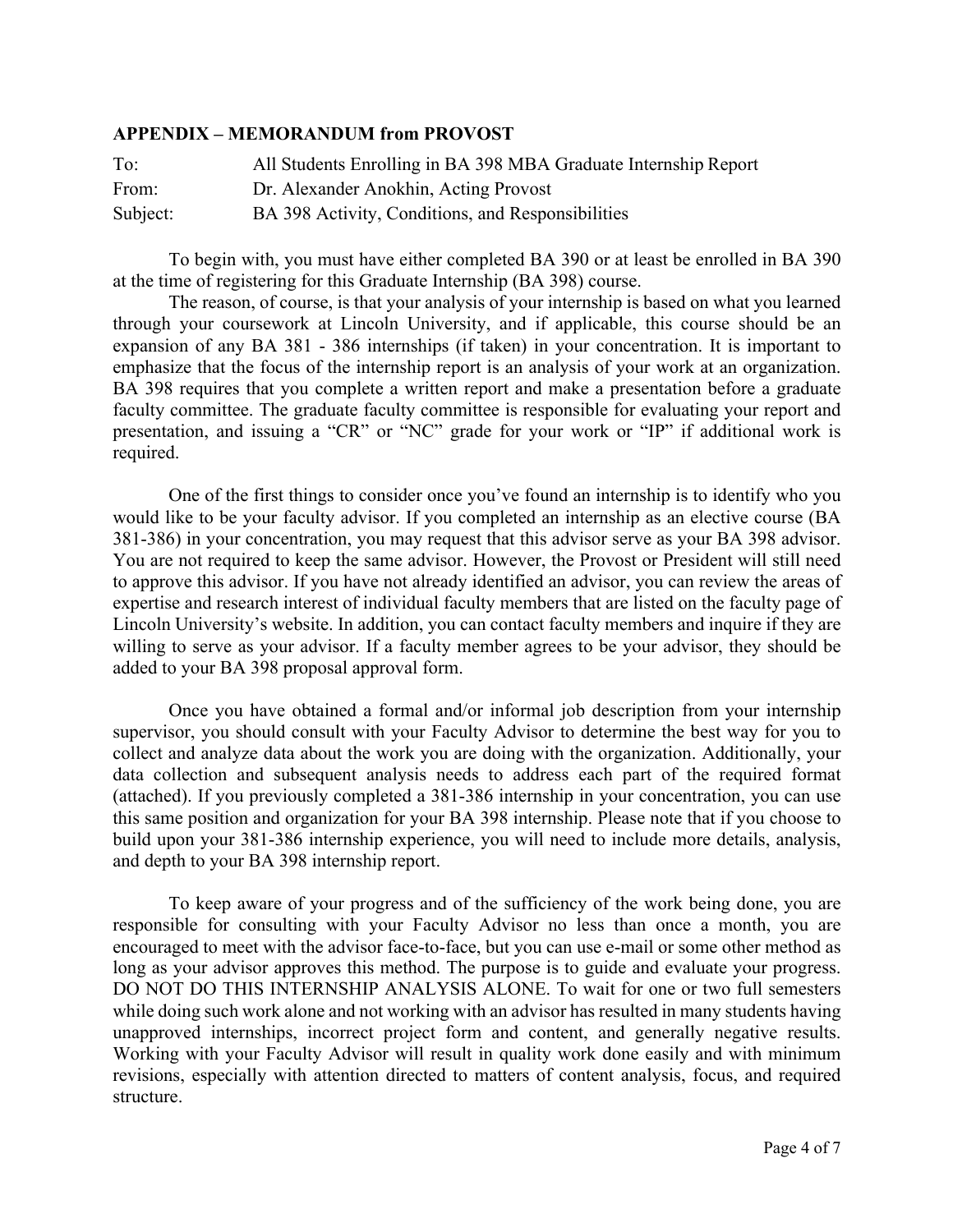### APPENDIX – MEMORANDUM from PROVOST

| | |
|---|---|
| To: | All Students Enrolling in BA 398 MBA Graduate Internship Report |
| From: | Dr. Alexander Anokhin, Acting Provost |
| Subject: | BA 398 Activity, Conditions, and Responsibilities |

To begin with, you must have either completed BA 390 or at least be enrolled in BA 390 at the time of registering for this Graduate Internship (BA 398) course.

The reason, of course, is that your analysis of your internship is based on what you learned through your coursework at Lincoln University, and if applicable, this course should be an expansion of any BA 381 - 386 internships (if taken) in your concentration. It is important to emphasize that the focus of the internship report is an analysis of your work at an organization. BA 398 requires that you complete a written report and make a presentation before a graduate faculty committee. The graduate faculty committee is responsible for evaluating your report and presentation, and issuing a "CR" or "NC" grade for your work or "IP" if additional work is required.

One of the first things to consider once you've found an internship is to identify who you would like to be your faculty advisor. If you completed an internship as an elective course (BA 381-386) in your concentration, you may request that this advisor serve as your BA 398 advisor. You are not required to keep the same advisor. However, the Provost or President will still need to approve this advisor. If you have not already identified an advisor, you can review the areas of expertise and research interest of individual faculty members that are listed on the faculty page of Lincoln University's website. In addition, you can contact faculty members and inquire if they are willing to serve as your advisor. If a faculty member agrees to be your advisor, they should be added to your BA 398 proposal approval form.

Once you have obtained a formal and/or informal job description from your internship supervisor, you should consult with your Faculty Advisor to determine the best way for you to collect and analyze data about the work you are doing with the organization. Additionally, your data collection and subsequent analysis needs to address each part of the required format (attached). If you previously completed a 381-386 internship in your concentration, you can use this same position and organization for your BA 398 internship. Please note that if you choose to build upon your 381-386 internship experience, you will need to include more details, analysis, and depth to your BA 398 internship report.

To keep aware of your progress and of the sufficiency of the work being done, you are responsible for consulting with your Faculty Advisor no less than once a month, you are encouraged to meet with the advisor face-to-face, but you can use e-mail or some other method as long as your advisor approves this method. The purpose is to guide and evaluate your progress. DO NOT DO THIS INTERNSHIP ANALYSIS ALONE. To wait for one or two full semesters while doing such work alone and not working with an advisor has resulted in many students having unapproved internships, incorrect project form and content, and generally negative results. Working with your Faculty Advisor will result in quality work done easily and with minimum revisions, especially with attention directed to matters of content analysis, focus, and required structure.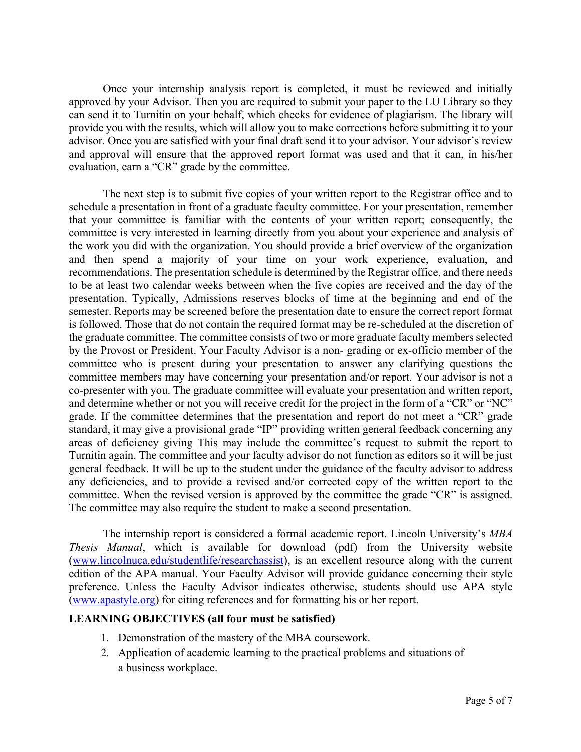Once your internship analysis report is completed, it must be reviewed and initially approved by your Advisor. Then you are required to submit your paper to the LU Library so they can send it to Turnitin on your behalf, which checks for evidence of plagiarism. The library will provide you with the results, which will allow you to make corrections before submitting it to your advisor. Once you are satisfied with your final draft send it to your advisor. Your advisor's review and approval will ensure that the approved report format was used and that it can, in his/her evaluation, earn a "CR" grade by the committee.

The next step is to submit five copies of your written report to the Registrar office and to schedule a presentation in front of a graduate faculty committee. For your presentation, remember that your committee is familiar with the contents of your written report; consequently, the committee is very interested in learning directly from you about your experience and analysis of the work you did with the organization. You should provide a brief overview of the organization and then spend a majority of your time on your work experience, evaluation, and recommendations. The presentation schedule is determined by the Registrar office, and there needs to be at least two calendar weeks between when the five copies are received and the day of the presentation. Typically, Admissions reserves blocks of time at the beginning and end of the semester. Reports may be screened before the presentation date to ensure the correct report format is followed. Those that do not contain the required format may be re-scheduled at the discretion of the graduate committee. The committee consists of two or more graduate faculty members selected by the Provost or President. Your Faculty Advisor is a non- grading or ex-officio member of the committee who is present during your presentation to answer any clarifying questions the committee members may have concerning your presentation and/or report. Your advisor is not a co-presenter with you. The graduate committee will evaluate your presentation and written report, and determine whether or not you will receive credit for the project in the form of a "CR" or "NC" grade. If the committee determines that the presentation and report do not meet a "CR" grade standard, it may give a provisional grade "IP" providing written general feedback concerning any areas of deficiency giving This may include the committee's request to submit the report to Turnitin again. The committee and your faculty advisor do not function as editors so it will be just general feedback. It will be up to the student under the guidance of the faculty advisor to address any deficiencies, and to provide a revised and/or corrected copy of the written report to the committee. When the revised version is approved by the committee the grade "CR" is assigned. The committee may also require the student to make a second presentation.

The internship report is considered a formal academic report. Lincoln University's *MBA Thesis Manual*, which is available for download (pdf) from the University website (www.lincolnuca.edu/studentlife/researchassist), is an excellent resource along with the current edition of the APA manual. Your Faculty Advisor will provide guidance concerning their style preference. Unless the Faculty Advisor indicates otherwise, students should use APA style (www.apastyle.org) for citing references and for formatting his or her report.

**LEARNING OBJECTIVES (all four must be satisfied)**

1. Demonstration of the mastery of the MBA coursework.
2. Application of academic learning to the practical problems and situations of a business workplace.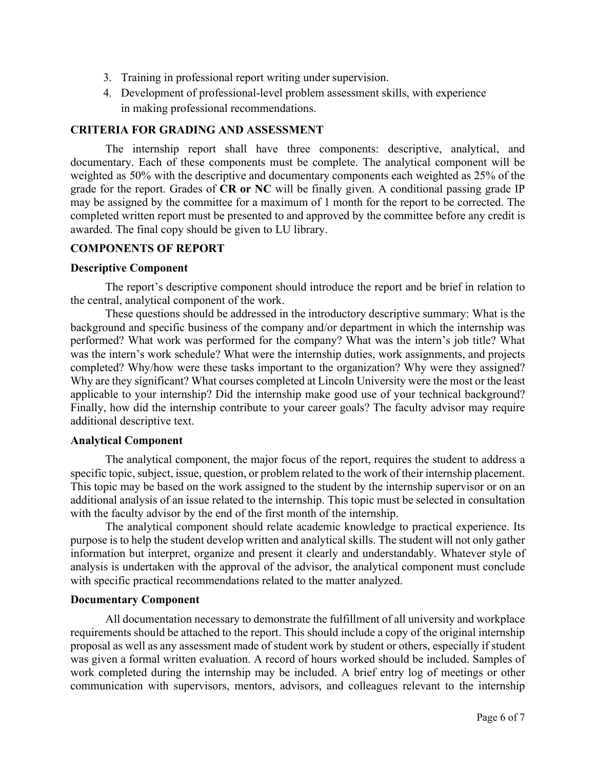3. Training in professional report writing under supervision.
4. Development of professional-level problem assessment skills, with experience in making professional recommendations.

### CRITERIA FOR GRADING AND ASSESSMENT

The internship report shall have three components: descriptive, analytical, and documentary. Each of these components must be complete. The analytical component will be weighted as 50% with the descriptive and documentary components each weighted as 25% of the grade for the report. Grades of **CR or NC** will be finally given. A conditional passing grade IP may be assigned by the committee for a maximum of 1 month for the report to be corrected. The completed written report must be presented to and approved by the committee before any credit is awarded. The final copy should be given to LU library.

### COMPONENTS OF REPORT

#### Descriptive Component

The report's descriptive component should introduce the report and be brief in relation to the central, analytical component of the work.

These questions should be addressed in the introductory descriptive summary: What is the background and specific business of the company and/or department in which the internship was performed? What work was performed for the company? What was the intern's job title? What was the intern's work schedule? What were the internship duties, work assignments, and projects completed? Why/how were these tasks important to the organization? Why were they assigned? Why are they significant? What courses completed at Lincoln University were the most or the least applicable to your internship? Did the internship make good use of your technical background? Finally, how did the internship contribute to your career goals? The faculty advisor may require additional descriptive text.

#### Analytical Component

The analytical component, the major focus of the report, requires the student to address a specific topic, subject, issue, question, or problem related to the work of their internship placement. This topic may be based on the work assigned to the student by the internship supervisor or on an additional analysis of an issue related to the internship. This topic must be selected in consultation with the faculty advisor by the end of the first month of the internship.

The analytical component should relate academic knowledge to practical experience. Its purpose is to help the student develop written and analytical skills. The student will not only gather information but interpret, organize and present it clearly and understandably. Whatever style of analysis is undertaken with the approval of the advisor, the analytical component must conclude with specific practical recommendations related to the matter analyzed.

#### Documentary Component

All documentation necessary to demonstrate the fulfillment of all university and workplace requirements should be attached to the report. This should include a copy of the original internship proposal as well as any assessment made of student work by student or others, especially if student was given a formal written evaluation. A record of hours worked should be included. Samples of work completed during the internship may be included. A brief entry log of meetings or other communication with supervisors, mentors, advisors, and colleagues relevant to the internship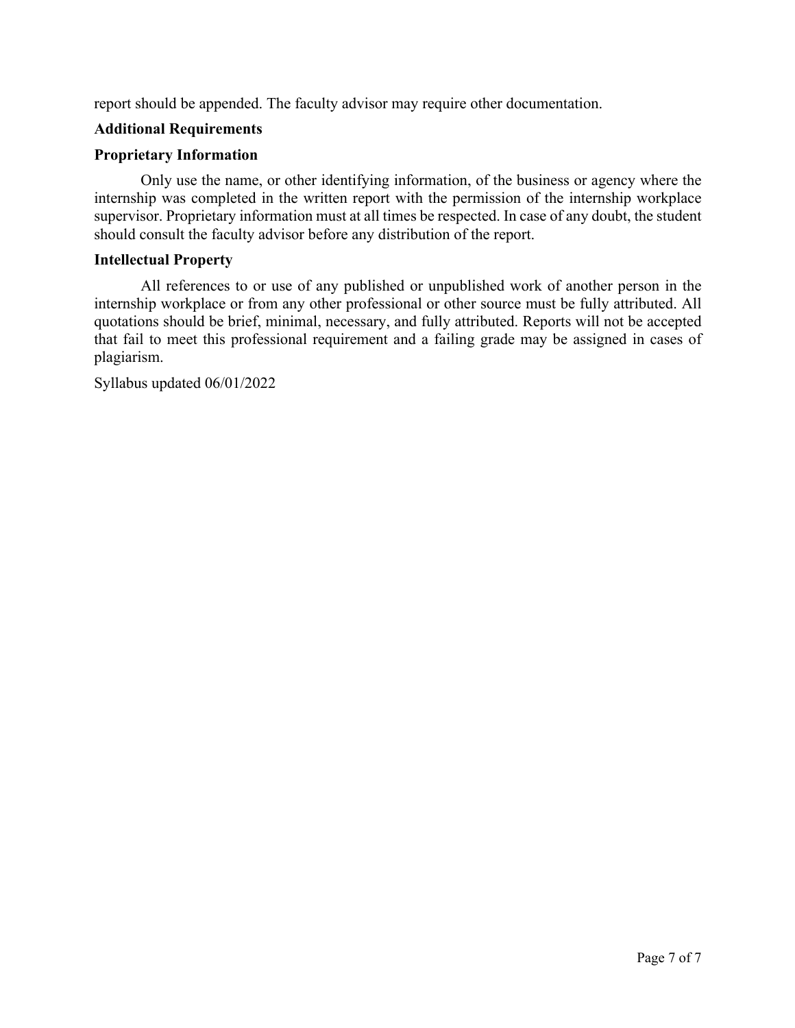report should be appended. The faculty advisor may require other documentation.

## Additional Requirements

### Proprietary Information

Only use the name, or other identifying information, of the business or agency where the internship was completed in the written report with the permission of the internship workplace supervisor. Proprietary information must at all times be respected. In case of any doubt, the student should consult the faculty advisor before any distribution of the report.

### Intellectual Property

All references to or use of any published or unpublished work of another person in the internship workplace or from any other professional or other source must be fully attributed. All quotations should be brief, minimal, necessary, and fully attributed. Reports will not be accepted that fail to meet this professional requirement and a failing grade may be assigned in cases of plagiarism.

Syllabus updated 06/01/2022